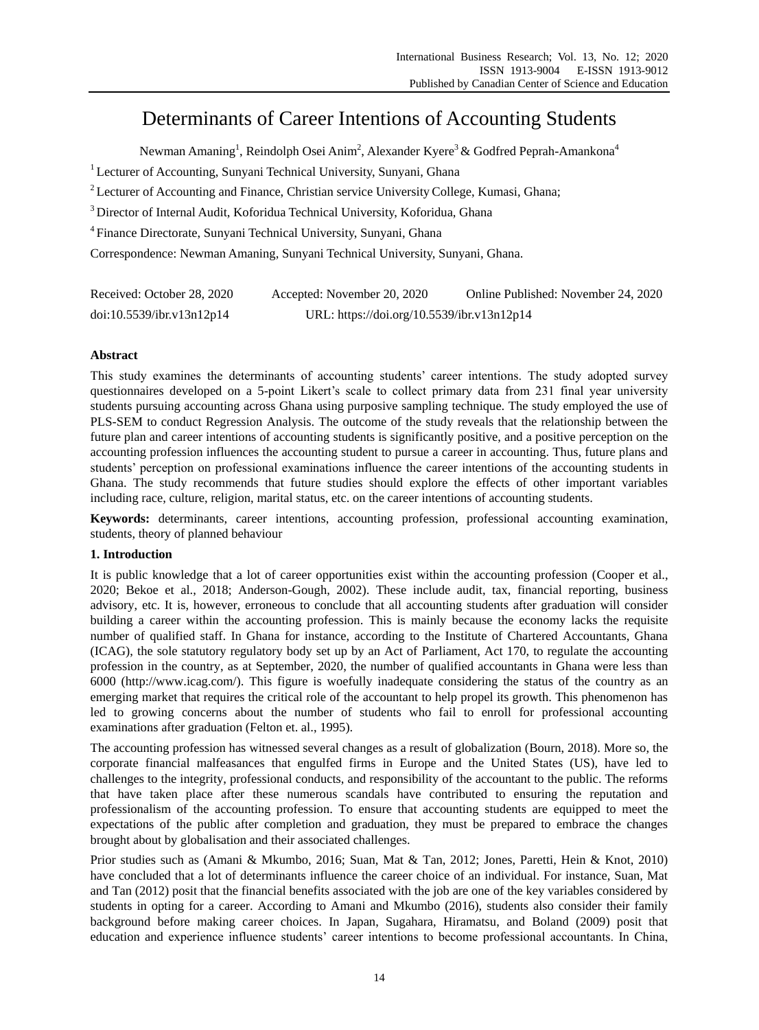# Determinants of Career Intentions of Accounting Students

Newman Amaning[1], Reindolph Osei Anim[2], Alexander Kyere[3] & Godfred Peprah-Amankona[4]

[1] Lecturer of Accounting, Sunyani Technical University, Sunyani, Ghana

[2] Lecturer of Accounting and Finance, Christian service University College, Kumasi, Ghana;

[3] Director of Internal Audit, Koforidua Technical University, Koforidua, Ghana

[4] Finance Directorate, Sunyani Technical University, Sunyani, Ghana

Correspondence: Newman Amaning, Sunyani Technical University, Sunyani, Ghana.

Received: October 28, 2020 Accepted: November 20, 2020 Online Published: November 24, 2020

doi:10.5539/ibr.v13n12p14 URL: https://doi.org/10.5539/ibr.v13n12p14

## Abstract

This study examines the determinants of accounting students' career intentions. The study adopted survey questionnaires developed on a 5-point Likert's scale to collect primary data from 231 final year university students pursuing accounting across Ghana using purposive sampling technique. The study employed the use of PLS-SEM to conduct Regression Analysis. The outcome of the study reveals that the relationship between the future plan and career intentions of accounting students is significantly positive, and a positive perception on the accounting profession influences the accounting student to pursue a career in accounting. Thus, future plans and students' perception on professional examinations influence the career intentions of the accounting students in Ghana. The study recommends that future studies should explore the effects of other important variables including race, culture, religion, marital status, etc. on the career intentions of accounting students.

**Keywords:** determinants, career intentions, accounting profession, professional accounting examination, students, theory of planned behaviour

## 1. Introduction

It is public knowledge that a lot of career opportunities exist within the accounting profession (Cooper et al., 2020; Bekoe et al., 2018; Anderson-Gough, 2002). These include audit, tax, financial reporting, business advisory, etc. It is, however, erroneous to conclude that all accounting students after graduation will consider building a career within the accounting profession. This is mainly because the economy lacks the requisite number of qualified staff. In Ghana for instance, according to the Institute of Chartered Accountants, Ghana (ICAG), the sole statutory regulatory body set up by an Act of Parliament, Act 170, to regulate the accounting profession in the country, as at September, 2020, the number of qualified accountants in Ghana were less than 6000 (http://www.icag.com/). This figure is woefully inadequate considering the status of the country as an emerging market that requires the critical role of the accountant to help propel its growth. This phenomenon has led to growing concerns about the number of students who fail to enroll for professional accounting examinations after graduation (Felton et. al., 1995).

The accounting profession has witnessed several changes as a result of globalization (Bourn, 2018). More so, the corporate financial malfeasances that engulfed firms in Europe and the United States (US), have led to challenges to the integrity, professional conducts, and responsibility of the accountant to the public. The reforms that have taken place after these numerous scandals have contributed to ensuring the reputation and professionalism of the accounting profession. To ensure that accounting students are equipped to meet the expectations of the public after completion and graduation, they must be prepared to embrace the changes brought about by globalisation and their associated challenges.

Prior studies such as (Amani & Mkumbo, 2016; Suan, Mat & Tan, 2012; Jones, Paretti, Hein & Knot, 2010) have concluded that a lot of determinants influence the career choice of an individual. For instance, Suan, Mat and Tan (2012) posit that the financial benefits associated with the job are one of the key variables considered by students in opting for a career. According to Amani and Mkumbo (2016), students also consider their family background before making career choices. In Japan, Sugahara, Hiramatsu, and Boland (2009) posit that education and experience influence students' career intentions to become professional accountants. In China,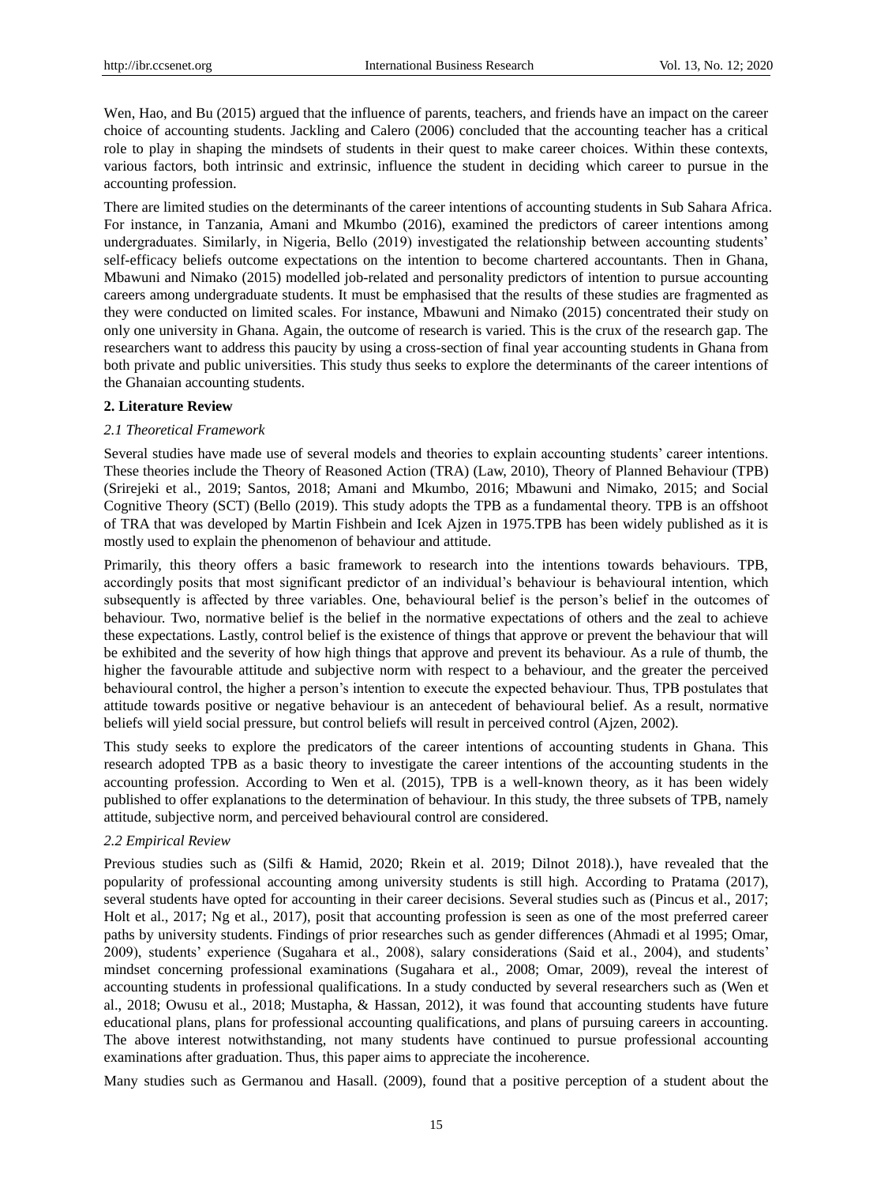Wen, Hao, and Bu (2015) argued that the influence of parents, teachers, and friends have an impact on the career choice of accounting students. Jackling and Calero (2006) concluded that the accounting teacher has a critical role to play in shaping the mindsets of students in their quest to make career choices. Within these contexts, various factors, both intrinsic and extrinsic, influence the student in deciding which career to pursue in the accounting profession.

There are limited studies on the determinants of the career intentions of accounting students in Sub Sahara Africa. For instance, in Tanzania, Amani and Mkumbo (2016), examined the predictors of career intentions among undergraduates. Similarly, in Nigeria, Bello (2019) investigated the relationship between accounting students' self-efficacy beliefs outcome expectations on the intention to become chartered accountants. Then in Ghana, Mbawuni and Nimako (2015) modelled job-related and personality predictors of intention to pursue accounting careers among undergraduate students. It must be emphasised that the results of these studies are fragmented as they were conducted on limited scales. For instance, Mbawuni and Nimako (2015) concentrated their study on only one university in Ghana. Again, the outcome of research is varied. This is the crux of the research gap. The researchers want to address this paucity by using a cross-section of final year accounting students in Ghana from both private and public universities. This study thus seeks to explore the determinants of the career intentions of the Ghanaian accounting students.

## 2. Literature Review

### *2.1 Theoretical Framework*

Several studies have made use of several models and theories to explain accounting students' career intentions. These theories include the Theory of Reasoned Action (TRA) (Law, 2010), Theory of Planned Behaviour (TPB) (Srirejeki et al., 2019; Santos, 2018; Amani and Mkumbo, 2016; Mbawuni and Nimako, 2015; and Social Cognitive Theory (SCT) (Bello (2019). This study adopts the TPB as a fundamental theory. TPB is an offshoot of TRA that was developed by Martin Fishbein and Icek Ajzen in 1975.TPB has been widely published as it is mostly used to explain the phenomenon of behaviour and attitude.

Primarily, this theory offers a basic framework to research into the intentions towards behaviours. TPB, accordingly posits that most significant predictor of an individual's behaviour is behavioural intention, which subsequently is affected by three variables. One, behavioural belief is the person's belief in the outcomes of behaviour. Two, normative belief is the belief in the normative expectations of others and the zeal to achieve these expectations. Lastly, control belief is the existence of things that approve or prevent the behaviour that will be exhibited and the severity of how high things that approve and prevent its behaviour. As a rule of thumb, the higher the favourable attitude and subjective norm with respect to a behaviour, and the greater the perceived behavioural control, the higher a person's intention to execute the expected behaviour. Thus, TPB postulates that attitude towards positive or negative behaviour is an antecedent of behavioural belief. As a result, normative beliefs will yield social pressure, but control beliefs will result in perceived control (Ajzen, 2002).

This study seeks to explore the predicators of the career intentions of accounting students in Ghana. This research adopted TPB as a basic theory to investigate the career intentions of the accounting students in the accounting profession. According to Wen et al. (2015), TPB is a well-known theory, as it has been widely published to offer explanations to the determination of behaviour. In this study, the three subsets of TPB, namely attitude, subjective norm, and perceived behavioural control are considered.

### *2.2 Empirical Review*

Previous studies such as (Silfi & Hamid, 2020; Rkein et al. 2019; Dilnot 2018).), have revealed that the popularity of professional accounting among university students is still high. According to Pratama (2017), several students have opted for accounting in their career decisions. Several studies such as (Pincus et al., 2017; Holt et al., 2017; Ng et al., 2017), posit that accounting profession is seen as one of the most preferred career paths by university students. Findings of prior researches such as gender differences (Ahmadi et al 1995; Omar, 2009), students' experience (Sugahara et al., 2008), salary considerations (Said et al., 2004), and students' mindset concerning professional examinations (Sugahara et al., 2008; Omar, 2009), reveal the interest of accounting students in professional qualifications. In a study conducted by several researchers such as (Wen et al., 2018; Owusu et al., 2018; Mustapha, & Hassan, 2012), it was found that accounting students have future educational plans, plans for professional accounting qualifications, and plans of pursuing careers in accounting. The above interest notwithstanding, not many students have continued to pursue professional accounting examinations after graduation. Thus, this paper aims to appreciate the incoherence.

Many studies such as Germanou and Hasall. (2009), found that a positive perception of a student about the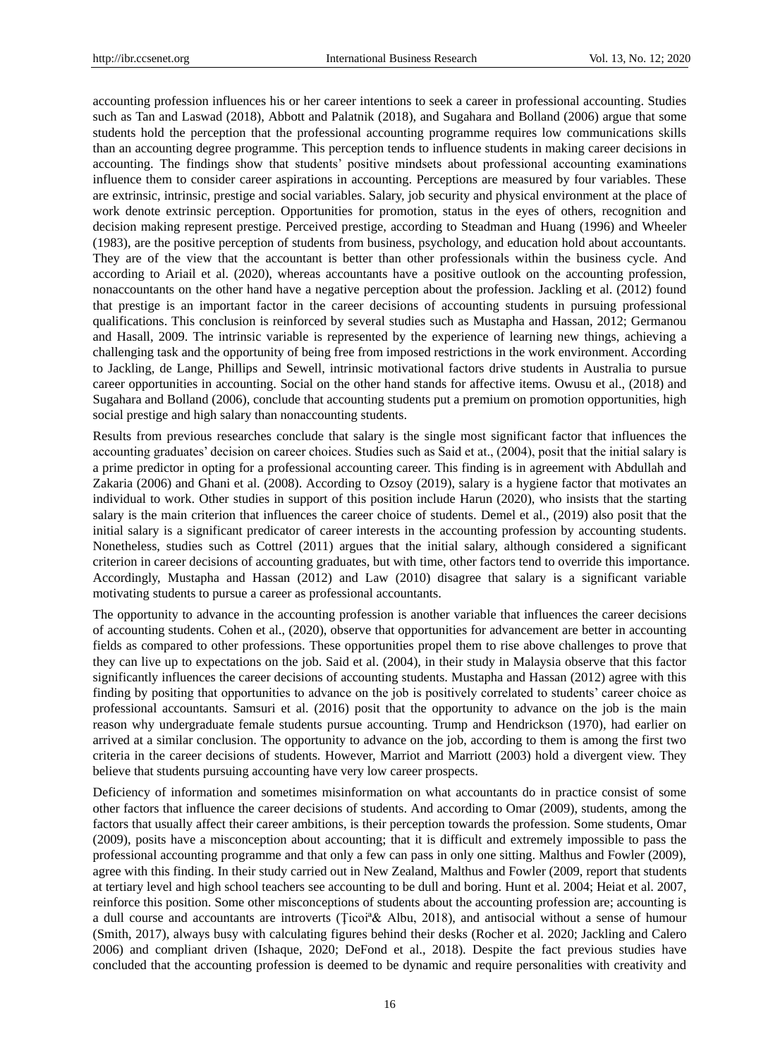accounting profession influences his or her career intentions to seek a career in professional accounting. Studies such as Tan and Laswad (2018), Abbott and Palatnik (2018), and Sugahara and Bolland (2006) argue that some students hold the perception that the professional accounting programme requires low communications skills than an accounting degree programme. This perception tends to influence students in making career decisions in accounting. The findings show that students' positive mindsets about professional accounting examinations influence them to consider career aspirations in accounting. Perceptions are measured by four variables. These are extrinsic, intrinsic, prestige and social variables. Salary, job security and physical environment at the place of work denote extrinsic perception. Opportunities for promotion, status in the eyes of others, recognition and decision making represent prestige. Perceived prestige, according to Steadman and Huang (1996) and Wheeler (1983), are the positive perception of students from business, psychology, and education hold about accountants. They are of the view that the accountant is better than other professionals within the business cycle. And according to Ariail et al. (2020), whereas accountants have a positive outlook on the accounting profession, nonaccountants on the other hand have a negative perception about the profession. Jackling et al. (2012) found that prestige is an important factor in the career decisions of accounting students in pursuing professional qualifications. This conclusion is reinforced by several studies such as Mustapha and Hassan, 2012; Germanou and Hasall, 2009. The intrinsic variable is represented by the experience of learning new things, achieving a challenging task and the opportunity of being free from imposed restrictions in the work environment. According to Jackling, de Lange, Phillips and Sewell, intrinsic motivational factors drive students in Australia to pursue career opportunities in accounting. Social on the other hand stands for affective items. Owusu et al., (2018) and Sugahara and Bolland (2006), conclude that accounting students put a premium on promotion opportunities, high social prestige and high salary than nonaccounting students.

Results from previous researches conclude that salary is the single most significant factor that influences the accounting graduates' decision on career choices. Studies such as Said et at., (2004), posit that the initial salary is a prime predictor in opting for a professional accounting career. This finding is in agreement with Abdullah and Zakaria (2006) and Ghani et al. (2008). According to Ozsoy (2019), salary is a hygiene factor that motivates an individual to work. Other studies in support of this position include Harun (2020), who insists that the starting salary is the main criterion that influences the career choice of students. Demel et al., (2019) also posit that the initial salary is a significant predicator of career interests in the accounting profession by accounting students. Nonetheless, studies such as Cottrel (2011) argues that the initial salary, although considered a significant criterion in career decisions of accounting graduates, but with time, other factors tend to override this importance. Accordingly, Mustapha and Hassan (2012) and Law (2010) disagree that salary is a significant variable motivating students to pursue a career as professional accountants.

The opportunity to advance in the accounting profession is another variable that influences the career decisions of accounting students. Cohen et al., (2020), observe that opportunities for advancement are better in accounting fields as compared to other professions. These opportunities propel them to rise above challenges to prove that they can live up to expectations on the job. Said et al. (2004), in their study in Malaysia observe that this factor significantly influences the career decisions of accounting students. Mustapha and Hassan (2012) agree with this finding by positing that opportunities to advance on the job is positively correlated to students' career choice as professional accountants. Samsuri et al. (2016) posit that the opportunity to advance on the job is the main reason why undergraduate female students pursue accounting. Trump and Hendrickson (1970), had earlier on arrived at a similar conclusion. The opportunity to advance on the job, according to them is among the first two criteria in the career decisions of students. However, Marriot and Marriott (2003) hold a divergent view. They believe that students pursuing accounting have very low career prospects.

Deficiency of information and sometimes misinformation on what accountants do in practice consist of some other factors that influence the career decisions of students. And according to Omar (2009), students, among the factors that usually affect their career ambitions, is their perception towards the profession. Some students, Omar (2009), posits have a misconception about accounting; that it is difficult and extremely impossible to pass the professional accounting programme and that only a few can pass in only one sitting. Malthus and Fowler (2009), agree with this finding. In their study carried out in New Zealand, Malthus and Fowler (2009, report that students at tertiary level and high school teachers see accounting to be dull and boring. Hunt et al. 2004; Heiat et al. 2007, reinforce this position. Some other misconceptions of students about the accounting profession are; accounting is a dull course and accountants are introverts (Ţicoiª& Albu, 2018), and antisocial without a sense of humour (Smith, 2017), always busy with calculating figures behind their desks (Rocher et al. 2020; Jackling and Calero 2006) and compliant driven (Ishaque, 2020; DeFond et al., 2018). Despite the fact previous studies have concluded that the accounting profession is deemed to be dynamic and require personalities with creativity and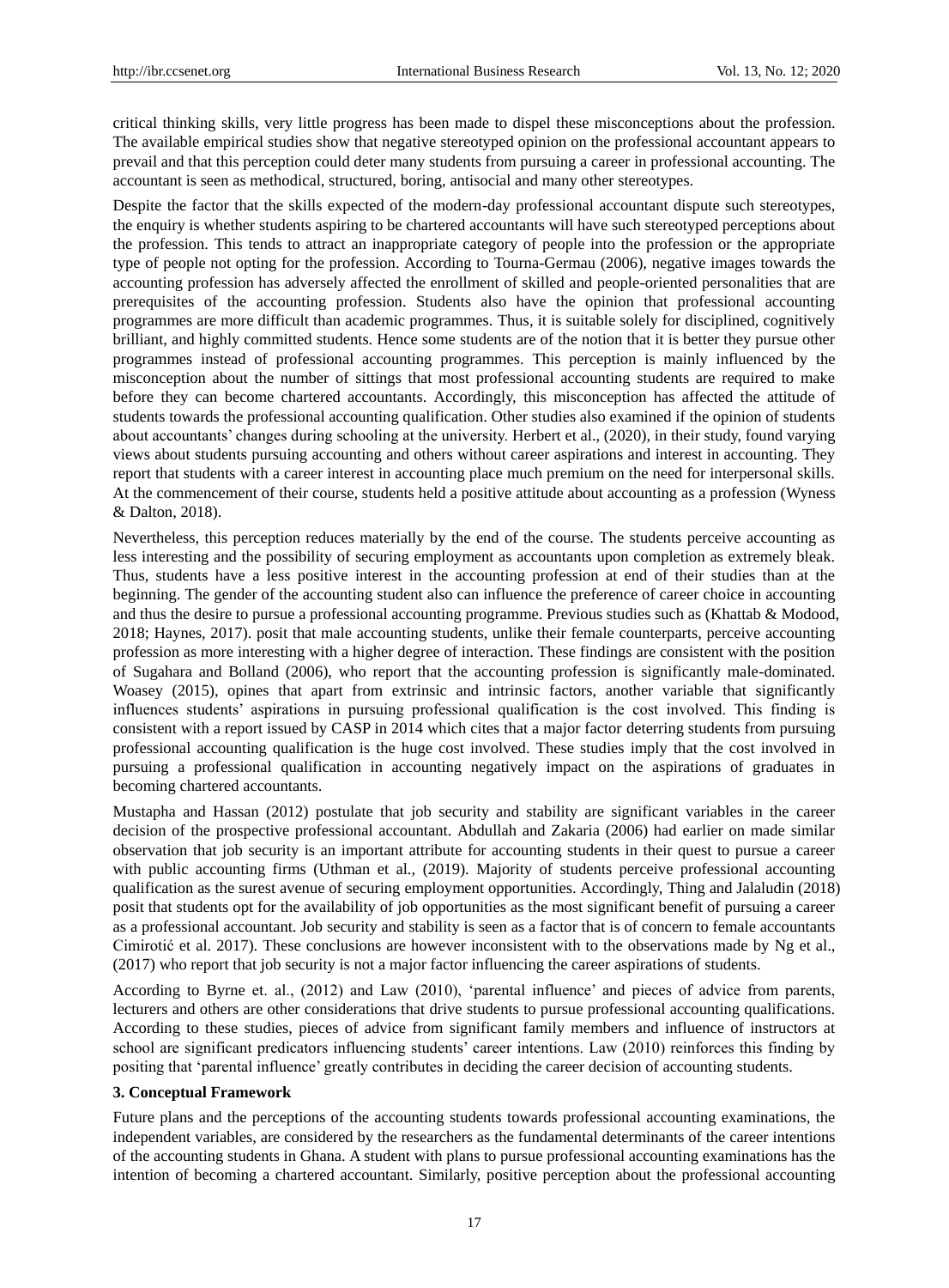critical thinking skills, very little progress has been made to dispel these misconceptions about the profession. The available empirical studies show that negative stereotyped opinion on the professional accountant appears to prevail and that this perception could deter many students from pursuing a career in professional accounting. The accountant is seen as methodical, structured, boring, antisocial and many other stereotypes.

Despite the factor that the skills expected of the modern-day professional accountant dispute such stereotypes, the enquiry is whether students aspiring to be chartered accountants will have such stereotyped perceptions about the profession. This tends to attract an inappropriate category of people into the profession or the appropriate type of people not opting for the profession. According to Tourna-Germau (2006), negative images towards the accounting profession has adversely affected the enrollment of skilled and people-oriented personalities that are prerequisites of the accounting profession. Students also have the opinion that professional accounting programmes are more difficult than academic programmes. Thus, it is suitable solely for disciplined, cognitively brilliant, and highly committed students. Hence some students are of the notion that it is better they pursue other programmes instead of professional accounting programmes. This perception is mainly influenced by the misconception about the number of sittings that most professional accounting students are required to make before they can become chartered accountants. Accordingly, this misconception has affected the attitude of students towards the professional accounting qualification. Other studies also examined if the opinion of students about accountants' changes during schooling at the university. Herbert et al., (2020), in their study, found varying views about students pursuing accounting and others without career aspirations and interest in accounting. They report that students with a career interest in accounting place much premium on the need for interpersonal skills. At the commencement of their course, students held a positive attitude about accounting as a profession (Wyness & Dalton, 2018).

Nevertheless, this perception reduces materially by the end of the course. The students perceive accounting as less interesting and the possibility of securing employment as accountants upon completion as extremely bleak. Thus, students have a less positive interest in the accounting profession at end of their studies than at the beginning. The gender of the accounting student also can influence the preference of career choice in accounting and thus the desire to pursue a professional accounting programme. Previous studies such as (Khattab & Modood, 2018; Haynes, 2017). posit that male accounting students, unlike their female counterparts, perceive accounting profession as more interesting with a higher degree of interaction. These findings are consistent with the position of Sugahara and Bolland (2006), who report that the accounting profession is significantly male-dominated. Woasey (2015), opines that apart from extrinsic and intrinsic factors, another variable that significantly influences students' aspirations in pursuing professional qualification is the cost involved. This finding is consistent with a report issued by CASP in 2014 which cites that a major factor deterring students from pursuing professional accounting qualification is the huge cost involved. These studies imply that the cost involved in pursuing a professional qualification in accounting negatively impact on the aspirations of graduates in becoming chartered accountants.

Mustapha and Hassan (2012) postulate that job security and stability are significant variables in the career decision of the prospective professional accountant. Abdullah and Zakaria (2006) had earlier on made similar observation that job security is an important attribute for accounting students in their quest to pursue a career with public accounting firms (Uthman et al., (2019). Majority of students perceive professional accounting qualification as the surest avenue of securing employment opportunities. Accordingly, Thing and Jalaludin (2018) posit that students opt for the availability of job opportunities as the most significant benefit of pursuing a career as a professional accountant. Job security and stability is seen as a factor that is of concern to female accountants Cimirotić et al. 2017). These conclusions are however inconsistent with to the observations made by Ng et al., (2017) who report that job security is not a major factor influencing the career aspirations of students.

According to Byrne et. al., (2012) and Law (2010), 'parental influence' and pieces of advice from parents, lecturers and others are other considerations that drive students to pursue professional accounting qualifications. According to these studies, pieces of advice from significant family members and influence of instructors at school are significant predicators influencing students' career intentions. Law (2010) reinforces this finding by positing that 'parental influence' greatly contributes in deciding the career decision of accounting students.

### 3. Conceptual Framework

Future plans and the perceptions of the accounting students towards professional accounting examinations, the independent variables, are considered by the researchers as the fundamental determinants of the career intentions of the accounting students in Ghana. A student with plans to pursue professional accounting examinations has the intention of becoming a chartered accountant. Similarly, positive perception about the professional accounting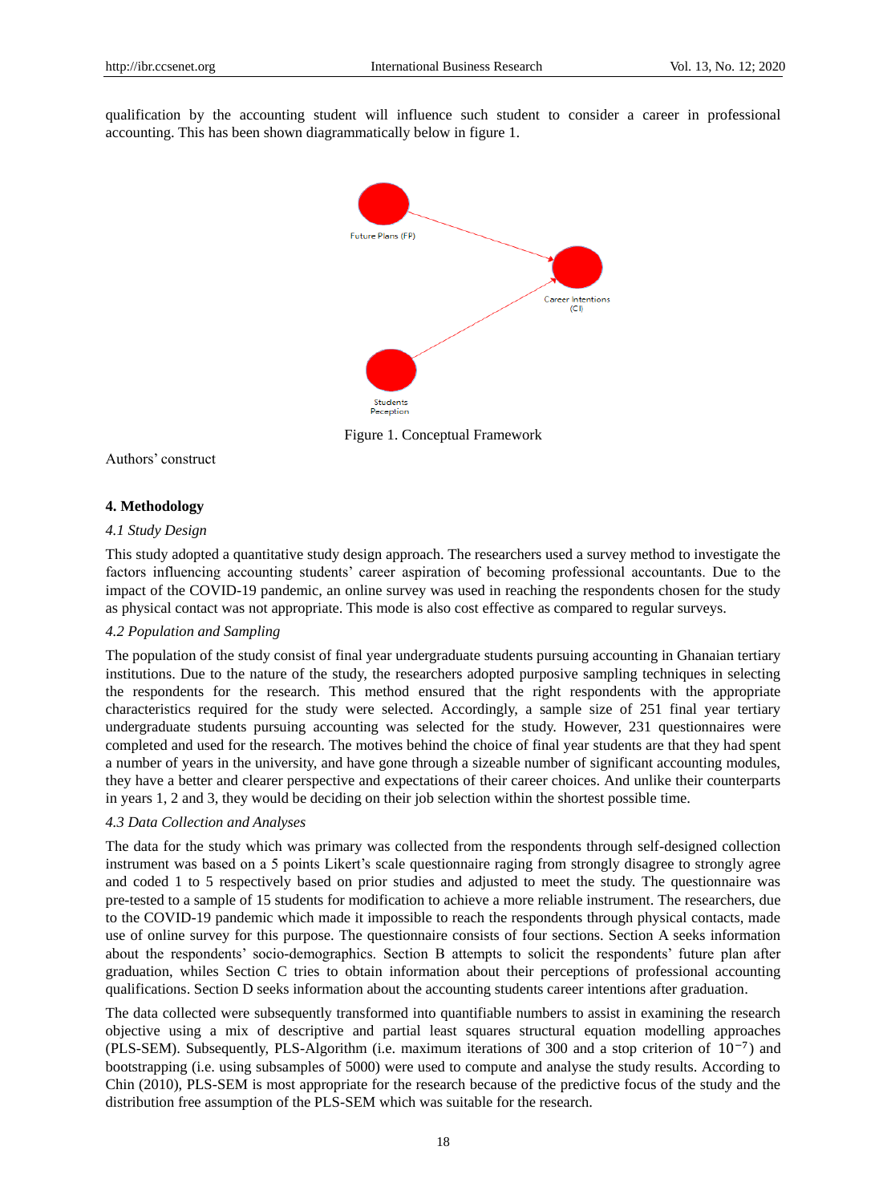qualification by the accounting student will influence such student to consider a career in professional accounting. This has been shown diagrammatically below in figure 1.

Future Plans (FP)

Career Intentions (CI)

Students Peception

Figure 1. Conceptual Framework

Authors' construct

## 4. Methodology

### *4.1 Study Design*

This study adopted a quantitative study design approach. The researchers used a survey method to investigate the factors influencing accounting students' career aspiration of becoming professional accountants. Due to the impact of the COVID-19 pandemic, an online survey was used in reaching the respondents chosen for the study as physical contact was not appropriate. This mode is also cost effective as compared to regular surveys.

### *4.2 Population and Sampling*

The population of the study consist of final year undergraduate students pursuing accounting in Ghanaian tertiary institutions. Due to the nature of the study, the researchers adopted purposive sampling techniques in selecting the respondents for the research. This method ensured that the right respondents with the appropriate characteristics required for the study were selected. Accordingly, a sample size of 251 final year tertiary undergraduate students pursuing accounting was selected for the study. However, 231 questionnaires were completed and used for the research. The motives behind the choice of final year students are that they had spent a number of years in the university, and have gone through a sizeable number of significant accounting modules, they have a better and clearer perspective and expectations of their career choices. And unlike their counterparts in years 1, 2 and 3, they would be deciding on their job selection within the shortest possible time.

### *4.3 Data Collection and Analyses*

The data for the study which was primary was collected from the respondents through self-designed collection instrument was based on a 5 points Likert's scale questionnaire raging from strongly disagree to strongly agree and coded 1 to 5 respectively based on prior studies and adjusted to meet the study. The questionnaire was pre-tested to a sample of 15 students for modification to achieve a more reliable instrument. The researchers, due to the COVID-19 pandemic which made it impossible to reach the respondents through physical contacts, made use of online survey for this purpose. The questionnaire consists of four sections. Section A seeks information about the respondents' socio-demographics. Section B attempts to solicit the respondents' future plan after graduation, whiles Section C tries to obtain information about their perceptions of professional accounting qualifications. Section D seeks information about the accounting students career intentions after graduation.

The data collected were subsequently transformed into quantifiable numbers to assist in examining the research objective using a mix of descriptive and partial least squares structural equation modelling approaches (PLS-SEM). Subsequently, PLS-Algorithm (i.e. maximum iterations of 300 and a stop criterion of $10^{-7}$) and bootstrapping (i.e. using subsamples of 5000) were used to compute and analyse the study results. According to Chin (2010), PLS-SEM is most appropriate for the research because of the predictive focus of the study and the distribution free assumption of the PLS-SEM which was suitable for the research.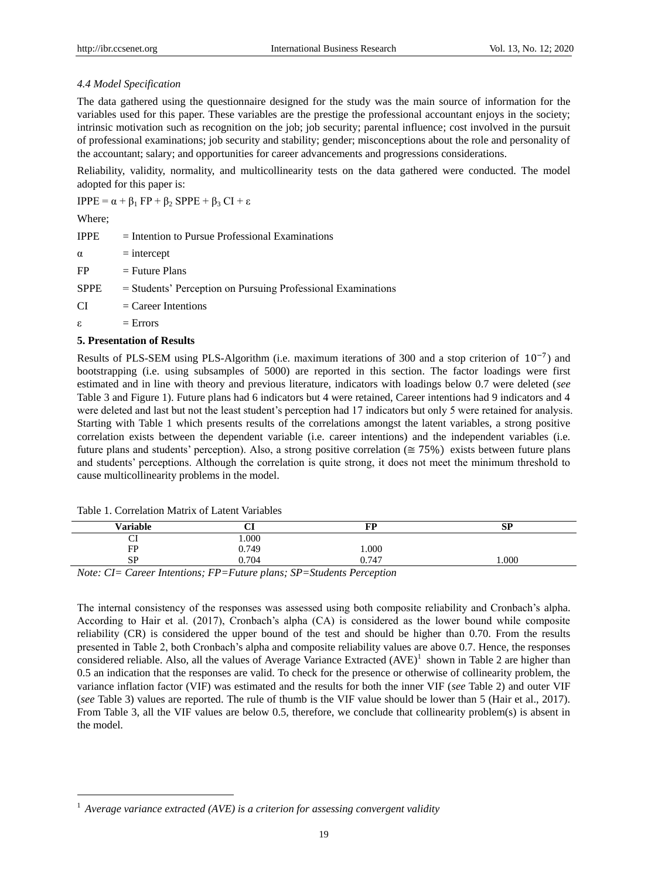*4.4 Model Specification*

The data gathered using the questionnaire designed for the study was the main source of information for the variables used for this paper. These variables are the prestige the professional accountant enjoys in the society; intrinsic motivation such as recognition on the job; job security; parental influence; cost involved in the pursuit of professional examinations; job security and stability; gender; misconceptions about the role and personality of the accountant; salary; and opportunities for career advancements and progressions considerations.

Reliability, validity, normality, and multicollinearity tests on the data gathered were conducted. The model adopted for this paper is:

$$IPPE = \alpha + \beta_1 FP + \beta_2 SPPE + \beta_3 CI + \varepsilon$$

Where;

IPPE = Intention to Pursue Professional Examinations

$\alpha$ = intercept

FP = Future Plans

SPPE = Students' Perception on Pursuing Professional Examinations

CI = Career Intentions

$\varepsilon$ = Errors

## 5. Presentation of Results

Results of PLS-SEM using PLS-Algorithm (i.e. maximum iterations of 300 and a stop criterion of $10^{-7}$) and bootstrapping (i.e. using subsamples of 5000) are reported in this section. The factor loadings were first estimated and in line with theory and previous literature, indicators with loadings below 0.7 were deleted (*see* Table 3 and Figure 1). Future plans had 6 indicators but 4 were retained, Career intentions had 9 indicators and 4 were deleted and last but not the least student's perception had 17 indicators but only 5 were retained for analysis. Starting with Table 1 which presents results of the correlations amongst the latent variables, a strong positive correlation exists between the dependent variable (i.e. career intentions) and the independent variables (i.e. future plans and students' perception). Also, a strong positive correlation ($\cong 75\%$) exists between future plans and students' perceptions. Although the correlation is quite strong, it does not meet the minimum threshold to cause multicollinearity problems in the model.

Table 1. Correlation Matrix of Latent Variables

| Variable | CI | FP | SP |
|---|---|---|---|
| CI | 1.000 | | |
| FP | 0.749 | 1.000 | |
| SP | 0.704 | 0.747 | 1.000 |

*Note: CI= Career Intentions; FP=Future plans; SP=Students Perception*

The internal consistency of the responses was assessed using both composite reliability and Cronbach's alpha. According to Hair et al. (2017), Cronbach's alpha (CA) is considered as the lower bound while composite reliability (CR) is considered the upper bound of the test and should be higher than 0.70. From the results presented in Table 2, both Cronbach's alpha and composite reliability values are above 0.7. Hence, the responses considered reliable. Also, all the values of Average Variance Extracted (AVE)[1] shown in Table 2 are higher than 0.5 an indication that the responses are valid. To check for the presence or otherwise of collinearity problem, the variance inflation factor (VIF) was estimated and the results for both the inner VIF (*see* Table 2) and outer VIF (*see* Table 3) values are reported. The rule of thumb is the VIF value should be lower than 5 (Hair et al., 2017). From Table 3, all the VIF values are below 0.5, therefore, we conclude that collinearity problem(s) is absent in the model.

[1] *Average variance extracted (AVE) is a criterion for assessing convergent validity*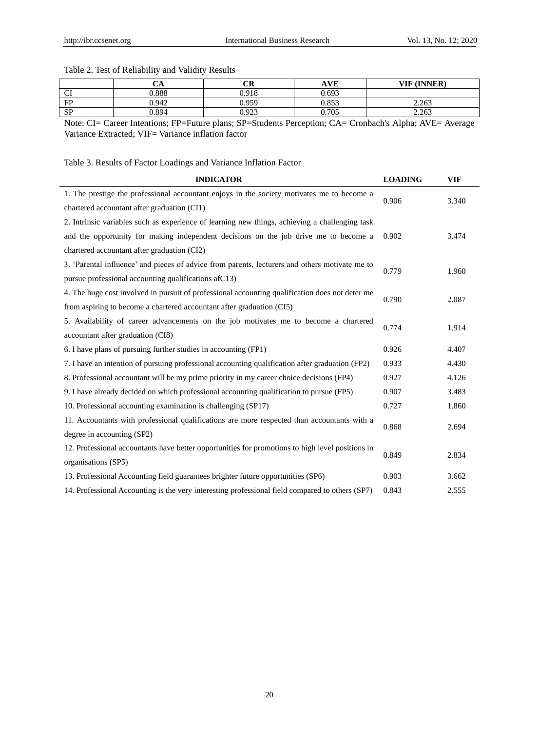Table 2. Test of Reliability and Validity Results

| | CA | CR | AVE | VIF (INNER) |
|---|---|---|---|---|
| CI | 0.888 | 0.918 | 0.693 | |
| FP | 0.942 | 0.959 | 0.853 | 2.263 |
| SP | 0.894 | 0.923 | 0.705 | 2.263 |

Note: CI= Career Intentions; FP=Future plans; SP=Students Perception; CA= Cronbach's Alpha; AVE= Average Variance Extracted; VIF= Variance inflation factor

Table 3. Results of Factor Loadings and Variance Inflation Factor

| INDICATOR | LOADING | VIF |
|---|---|---|
| 1. The prestige the professional accountant enjoys in the society motivates me to become a chartered accountant after graduation (CI1) | 0.906 | 3.340 |
| 2. Intrinsic variables such as experience of learning new things, achieving a challenging task and the opportunity for making independent decisions on the job drive me to become a chartered accountant after graduation (CI2) | 0.902 | 3.474 |
| 3. 'Parental influence' and pieces of advice from parents, lecturers and others motivate me to pursue professional accounting qualifications afC13) | 0.779 | 1.960 |
| 4. The huge cost involved in pursuit of professional accounting qualification does not deter me from aspiring to become a chartered accountant after graduation (CI5) | 0.790 | 2.087 |
| 5. Availability of career advancements on the job motivates me to become a chartered accountant after graduation (CI8) | 0.774 | 1.914 |
| 6. I have plans of pursuing further studies in accounting (FP1) | 0.926 | 4.407 |
| 7. I have an intention of pursuing professional accounting qualification after graduation (FP2) | 0.933 | 4.430 |
| 8. Professional accountant will be my prime priority in my career choice decisions (FP4) | 0.927 | 4.126 |
| 9. I have already decided on which professional accounting qualification to pursue (FP5) | 0.907 | 3.483 |
| 10. Professional accounting examination is challenging (SP17) | 0.727 | 1.860 |
| 11. Accountants with professional qualifications are more respected than accountants with a degree in accounting (SP2) | 0.868 | 2.694 |
| 12. Professional accountants have better opportunities for promotions to high level positions in organisations (SP5) | 0.849 | 2.834 |
| 13. Professional Accounting field guarantees brighter future opportunities (SP6) | 0.903 | 3.662 |
| 14. Professional Accounting is the very interesting professional field compared to others (SP7) | 0.843 | 2.555 |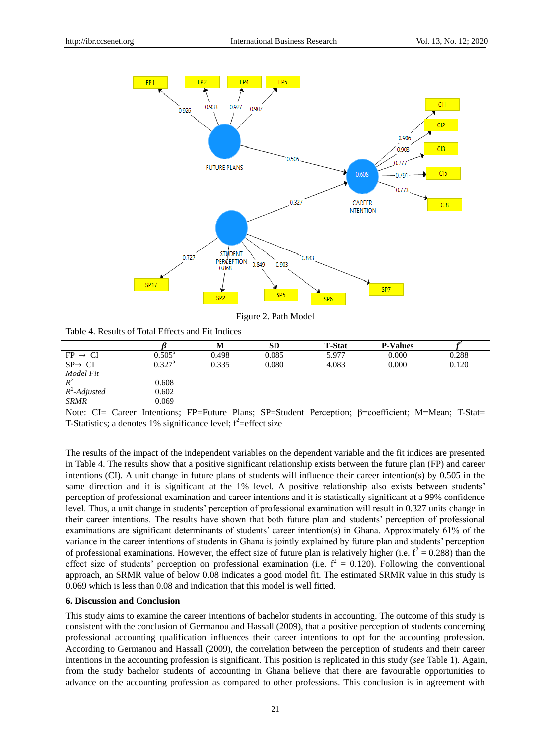Figure 2. Path Model

Table 4. Results of Total Effects and Fit Indices

| | *β* | M | SD | T-Stat | P-Values | $f^2$ |
|---|---|---|---|---|---|---|
| FP → CI | 0.505[a] | 0.498 | 0.085 | 5.977 | 0.000 | 0.288 |
| SP→ CI | 0.327[a] | 0.335 | 0.080 | 4.083 | 0.000 | 0.120 |
| *Model Fit* | | | | | | |
| $R^2$ | 0.608 | | | | | |
| $R^2$*-Adjusted* | 0.602 | | | | | |
| *SRMR* | 0.069 | | | | | |

Note: CI= Career Intentions; FP=Future Plans; SP=Student Perception; β=coefficient; M=Mean; T-Stat= T-Statistics; a denotes 1% significance level; $f^2$=effect size

The results of the impact of the independent variables on the dependent variable and the fit indices are presented in Table 4. The results show that a positive significant relationship exists between the future plan (FP) and career intentions (CI). A unit change in future plans of students will influence their career intention(s) by 0.505 in the same direction and it is significant at the 1% level. A positive relationship also exists between students' perception of professional examination and career intentions and it is statistically significant at a 99% confidence level. Thus, a unit change in students' perception of professional examination will result in 0.327 units change in their career intentions. The results have shown that both future plan and students' perception of professional examinations are significant determinants of students' career intention(s) in Ghana. Approximately 61% of the variance in the career intentions of students in Ghana is jointly explained by future plan and students' perception of professional examinations. However, the effect size of future plan is relatively higher (i.e. $f^2 = 0.288$) than the effect size of students' perception on professional examination (i.e. $f^2 = 0.120$). Following the conventional approach, an SRMR value of below 0.08 indicates a good model fit. The estimated SRMR value in this study is 0.069 which is less than 0.08 and indication that this model is well fitted.

## 6. Discussion and Conclusion

This study aims to examine the career intentions of bachelor students in accounting. The outcome of this study is consistent with the conclusion of Germanou and Hassall (2009), that a positive perception of students concerning professional accounting qualification influences their career intentions to opt for the accounting profession. According to Germanou and Hassall (2009), the correlation between the perception of students and their career intentions in the accounting profession is significant. This position is replicated in this study (*see* Table 1). Again, from the study bachelor students of accounting in Ghana believe that there are favourable opportunities to advance on the accounting profession as compared to other professions. This conclusion is in agreement with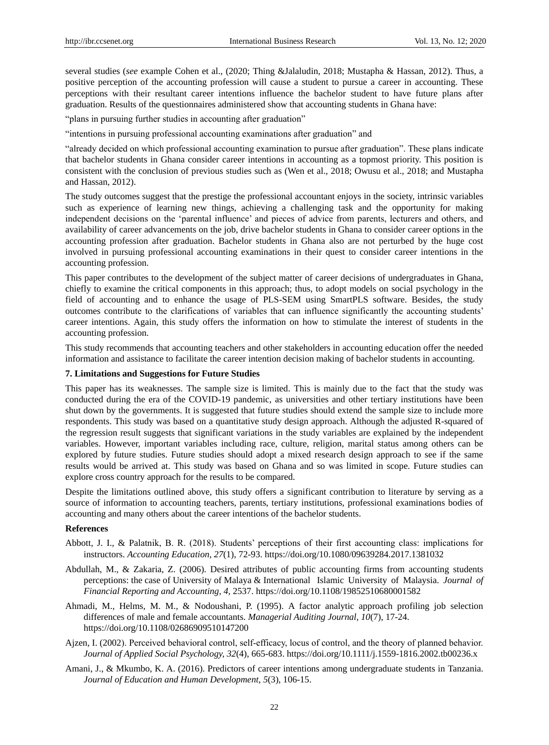several studies (*see* example Cohen et al., (2020; Thing &Jalaludin, 2018; Mustapha & Hassan, 2012). Thus, a positive perception of the accounting profession will cause a student to pursue a career in accounting. These perceptions with their resultant career intentions influence the bachelor student to have future plans after graduation. Results of the questionnaires administered show that accounting students in Ghana have:

"plans in pursuing further studies in accounting after graduation"

"intentions in pursuing professional accounting examinations after graduation" and

"already decided on which professional accounting examination to pursue after graduation". These plans indicate that bachelor students in Ghana consider career intentions in accounting as a topmost priority. This position is consistent with the conclusion of previous studies such as (Wen et al., 2018; Owusu et al., 2018; and Mustapha and Hassan, 2012).

The study outcomes suggest that the prestige the professional accountant enjoys in the society, intrinsic variables such as experience of learning new things, achieving a challenging task and the opportunity for making independent decisions on the 'parental influence' and pieces of advice from parents, lecturers and others, and availability of career advancements on the job, drive bachelor students in Ghana to consider career options in the accounting profession after graduation. Bachelor students in Ghana also are not perturbed by the huge cost involved in pursuing professional accounting examinations in their quest to consider career intentions in the accounting profession.

This paper contributes to the development of the subject matter of career decisions of undergraduates in Ghana, chiefly to examine the critical components in this approach; thus, to adopt models on social psychology in the field of accounting and to enhance the usage of PLS-SEM using SmartPLS software. Besides, the study outcomes contribute to the clarifications of variables that can influence significantly the accounting students' career intentions. Again, this study offers the information on how to stimulate the interest of students in the accounting profession.

This study recommends that accounting teachers and other stakeholders in accounting education offer the needed information and assistance to facilitate the career intention decision making of bachelor students in accounting.

## 7. Limitations and Suggestions for Future Studies

This paper has its weaknesses. The sample size is limited. This is mainly due to the fact that the study was conducted during the era of the COVID-19 pandemic, as universities and other tertiary institutions have been shut down by the governments. It is suggested that future studies should extend the sample size to include more respondents. This study was based on a quantitative study design approach. Although the adjusted R-squared of the regression result suggests that significant variations in the study variables are explained by the independent variables. However, important variables including race, culture, religion, marital status among others can be explored by future studies. Future studies should adopt a mixed research design approach to see if the same results would be arrived at. This study was based on Ghana and so was limited in scope. Future studies can explore cross country approach for the results to be compared.

Despite the limitations outlined above, this study offers a significant contribution to literature by serving as a source of information to accounting teachers, parents, tertiary institutions, professional examinations bodies of accounting and many others about the career intentions of the bachelor students.

## References

Abbott, J. I., & Palatnik, B. R. (2018). Students' perceptions of their first accounting class: implications for instructors. *Accounting Education*, *27*(1), 72-93. https://doi.org/10.1080/09639284.2017.1381032

Abdullah, M., & Zakaria, Z. (2006). Desired attributes of public accounting firms from accounting students perceptions: the case of University of Malaya & International Islamic University of Malaysia. *Journal of Financial Reporting and Accounting, 4*, 2537. https://doi.org/10.1108/19852510680001582

Ahmadi, M., Helms, M. M., & Nodoushani, P. (1995). A factor analytic approach profiling job selection differences of male and female accountants. *Managerial Auditing Journal, 10*(7), 17-24. https://doi.org/10.1108/02686909510147200

Ajzen, I. (2002). Perceived behavioral control, self-efficacy, locus of control, and the theory of planned behavior. *Journal of Applied Social Psychology, 32*(4), 665-683. https://doi.org/10.1111/j.1559-1816.2002.tb00236.x

Amani, J., & Mkumbo, K. A. (2016). Predictors of career intentions among undergraduate students in Tanzania. *Journal of Education and Human Development*, *5*(3), 106-15.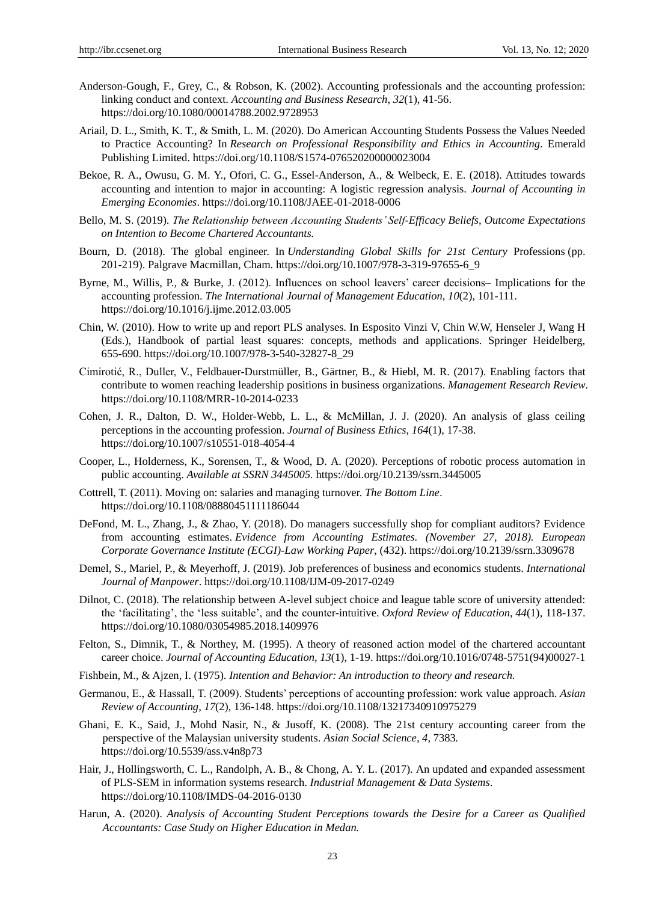Anderson-Gough, F., Grey, C., & Robson, K. (2002). Accounting professionals and the accounting profession: linking conduct and context. *Accounting and Business Research, 32*(1), 41-56. https://doi.org/10.1080/00014788.2002.9728953

Ariail, D. L., Smith, K. T., & Smith, L. M. (2020). Do American Accounting Students Possess the Values Needed to Practice Accounting? In *Research on Professional Responsibility and Ethics in Accounting*. Emerald Publishing Limited. https://doi.org/10.1108/S1574-076520200000023004

Bekoe, R. A., Owusu, G. M. Y., Ofori, C. G., Essel-Anderson, A., & Welbeck, E. E. (2018). Attitudes towards accounting and intention to major in accounting: A logistic regression analysis. *Journal of Accounting in Emerging Economies*. https://doi.org/10.1108/JAEE-01-2018-0006

Bello, M. S. (2019). *The Relationship between Accounting Students' Self-Efficacy Beliefs, Outcome Expectations on Intention to Become Chartered Accountants.*

Bourn, D. (2018). The global engineer. In *Understanding Global Skills for 21st Century* Professions (pp. 201-219). Palgrave Macmillan, Cham. https://doi.org/10.1007/978-3-319-97655-6_9

Byrne, M., Willis, P., & Burke, J. (2012). Influences on school leavers' career decisions– Implications for the accounting profession. *The International Journal of Management Education*, *10*(2), 101-111. https://doi.org/10.1016/j.ijme.2012.03.005

Chin, W. (2010). How to write up and report PLS analyses. In Esposito Vinzi V, Chin W.W, Henseler J, Wang H (Eds.), Handbook of partial least squares: concepts, methods and applications. Springer Heidelberg, 655-690. https://doi.org/10.1007/978-3-540-32827-8_29

Cimirotić, R., Duller, V., Feldbauer-Durstmüller, B., Gärtner, B., & Hiebl, M. R. (2017). Enabling factors that contribute to women reaching leadership positions in business organizations. *Management Research Review*. https://doi.org/10.1108/MRR-10-2014-0233

Cohen, J. R., Dalton, D. W., Holder-Webb, L. L., & McMillan, J. J. (2020). An analysis of glass ceiling perceptions in the accounting profession. *Journal of Business Ethics*, *164*(1), 17-38. https://doi.org/10.1007/s10551-018-4054-4

Cooper, L., Holderness, K., Sorensen, T., & Wood, D. A. (2020). Perceptions of robotic process automation in public accounting. *Available at SSRN 3445005*. https://doi.org/10.2139/ssrn.3445005

Cottrell, T. (2011). Moving on: salaries and managing turnover. *The Bottom Line*. https://doi.org/10.1108/08880451111186044

DeFond, M. L., Zhang, J., & Zhao, Y. (2018). Do managers successfully shop for compliant auditors? Evidence from accounting estimates. *Evidence from Accounting Estimates. (November 27, 2018). European Corporate Governance Institute (ECGI)-Law Working Paper*, (432). https://doi.org/10.2139/ssrn.3309678

Demel, S., Mariel, P., & Meyerhoff, J. (2019). Job preferences of business and economics students. *International Journal of Manpower*. https://doi.org/10.1108/IJM-09-2017-0249

Dilnot, C. (2018). The relationship between A-level subject choice and league table score of university attended: the 'facilitating', the 'less suitable', and the counter-intuitive. *Oxford Review of Education*, *44*(1), 118-137. https://doi.org/10.1080/03054985.2018.1409976

Felton, S., Dimnik, T., & Northey, M. (1995). A theory of reasoned action model of the chartered accountant career choice. *Journal of Accounting Education, 13*(1), 1-19. https://doi.org/10.1016/0748-5751(94)00027-1

Fishbein, M., & Ajzen, I. (1975). *Intention and Behavior: An introduction to theory and research.*

Germanou, E., & Hassall, T. (2009). Students' perceptions of accounting profession: work value approach. *Asian Review of Accounting, 17*(2), 136-148. https://doi.org/10.1108/13217340910975279

Ghani, E. K., Said, J., Mohd Nasir, N., & Jusoff, K. (2008). The 21st century accounting career from the perspective of the Malaysian university students. *Asian Social Science, 4,* 7383. https://doi.org/10.5539/ass.v4n8p73

Hair, J., Hollingsworth, C. L., Randolph, A. B., & Chong, A. Y. L. (2017). An updated and expanded assessment of PLS-SEM in information systems research. *Industrial Management & Data Systems*. https://doi.org/10.1108/IMDS-04-2016-0130

Harun, A. (2020). *Analysis of Accounting Student Perceptions towards the Desire for a Career as Qualified Accountants: Case Study on Higher Education in Medan.*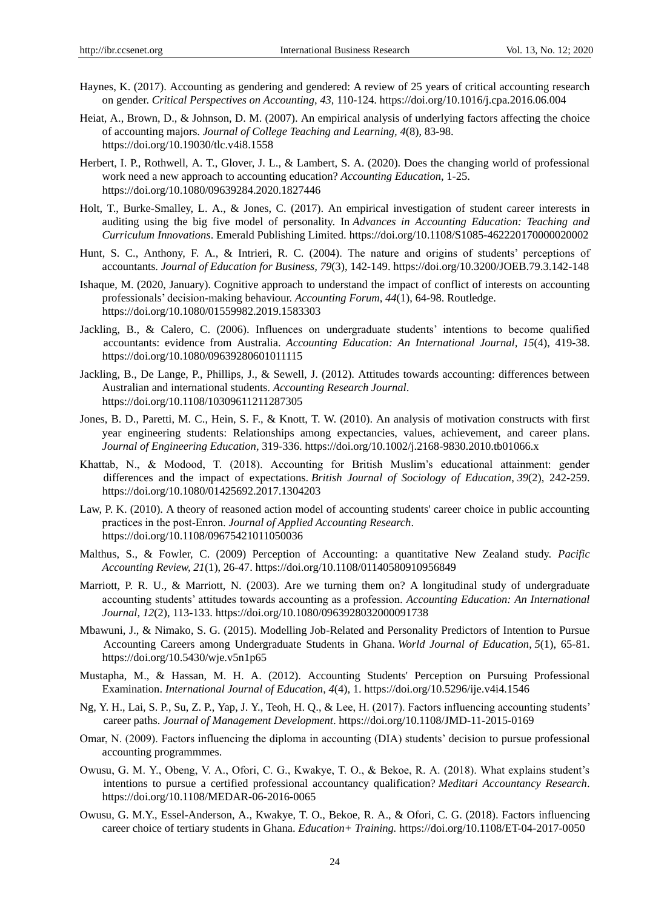Haynes, K. (2017). Accounting as gendering and gendered: A review of 25 years of critical accounting research on gender. *Critical Perspectives on Accounting*, *43*, 110-124. https://doi.org/10.1016/j.cpa.2016.06.004

Heiat, A., Brown, D., & Johnson, D. M. (2007). An empirical analysis of underlying factors affecting the choice of accounting majors. *Journal of College Teaching and Learning, 4*(8), 83-98. https://doi.org/10.19030/tlc.v4i8.1558

Herbert, I. P., Rothwell, A. T., Glover, J. L., & Lambert, S. A. (2020). Does the changing world of professional work need a new approach to accounting education? *Accounting Education*, 1-25. https://doi.org/10.1080/09639284.2020.1827446

Holt, T., Burke-Smalley, L. A., & Jones, C. (2017). An empirical investigation of student career interests in auditing using the big five model of personality. In *Advances in Accounting Education: Teaching and Curriculum Innovations*. Emerald Publishing Limited. https://doi.org/10.1108/S1085-462220170000020002

Hunt, S. C., Anthony, F. A., & Intrieri, R. C. (2004). The nature and origins of students' perceptions of accountants. *Journal of Education for Business, 79*(3), 142-149. https://doi.org/10.3200/JOEB.79.3.142-148

Ishaque, M. (2020, January). Cognitive approach to understand the impact of conflict of interests on accounting professionals' decision-making behaviour. *Accounting Forum*, *44*(1), 64-98. Routledge. https://doi.org/10.1080/01559982.2019.1583303

Jackling, B., & Calero, C. (2006). Influences on undergraduate students' intentions to become qualified accountants: evidence from Australia. *Accounting Education: An International Journal*, *15*(4), 419-38. https://doi.org/10.1080/09639280601011115

Jackling, B., De Lange, P., Phillips, J., & Sewell, J. (2012). Attitudes towards accounting: differences between Australian and international students. *Accounting Research Journal*. https://doi.org/10.1108/10309611211287305

Jones, B. D., Paretti, M. C., Hein, S. F., & Knott, T. W. (2010). An analysis of motivation constructs with first year engineering students: Relationships among expectancies, values, achievement, and career plans. *Journal of Engineering Education*, 319-336. https://doi.org/10.1002/j.2168-9830.2010.tb01066.x

Khattab, N., & Modood, T. (2018). Accounting for British Muslim's educational attainment: gender differences and the impact of expectations. *British Journal of Sociology of Education*, *39*(2), 242-259. https://doi.org/10.1080/01425692.2017.1304203

Law, P. K. (2010). A theory of reasoned action model of accounting students' career choice in public accounting practices in the post-Enron. *Journal of Applied Accounting Research*. https://doi.org/10.1108/09675421011050036

Malthus, S., & Fowler, C. (2009) Perception of Accounting: a quantitative New Zealand study. *Pacific Accounting Review, 21*(1), 26-47. https://doi.org/10.1108/01140580910956849

Marriott, P. R. U., & Marriott, N. (2003). Are we turning them on? A longitudinal study of undergraduate accounting students' attitudes towards accounting as a profession. *Accounting Education: An International Journal, 12*(2), 113-133. https://doi.org/10.1080/0963928032000091738

Mbawuni, J., & Nimako, S. G. (2015). Modelling Job-Related and Personality Predictors of Intention to Pursue Accounting Careers among Undergraduate Students in Ghana. *World Journal of Education*, *5*(1), 65-81. https://doi.org/10.5430/wje.v5n1p65

Mustapha, M., & Hassan, M. H. A. (2012). Accounting Students' Perception on Pursuing Professional Examination. *International Journal of Education*, *4*(4), 1. https://doi.org/10.5296/ije.v4i4.1546

Ng, Y. H., Lai, S. P., Su, Z. P., Yap, J. Y., Teoh, H. Q., & Lee, H. (2017). Factors influencing accounting students' career paths. *Journal of Management Development*. https://doi.org/10.1108/JMD-11-2015-0169

Omar, N. (2009). Factors influencing the diploma in accounting (DIA) students' decision to pursue professional accounting programmmes.

Owusu, G. M. Y., Obeng, V. A., Ofori, C. G., Kwakye, T. O., & Bekoe, R. A. (2018). What explains student's intentions to pursue a certified professional accountancy qualification? *Meditari Accountancy Research*. https://doi.org/10.1108/MEDAR-06-2016-0065

Owusu, G. M.Y., Essel-Anderson, A., Kwakye, T. O., Bekoe, R. A., & Ofori, C. G. (2018). Factors influencing career choice of tertiary students in Ghana. *Education+ Training.* https://doi.org/10.1108/ET-04-2017-0050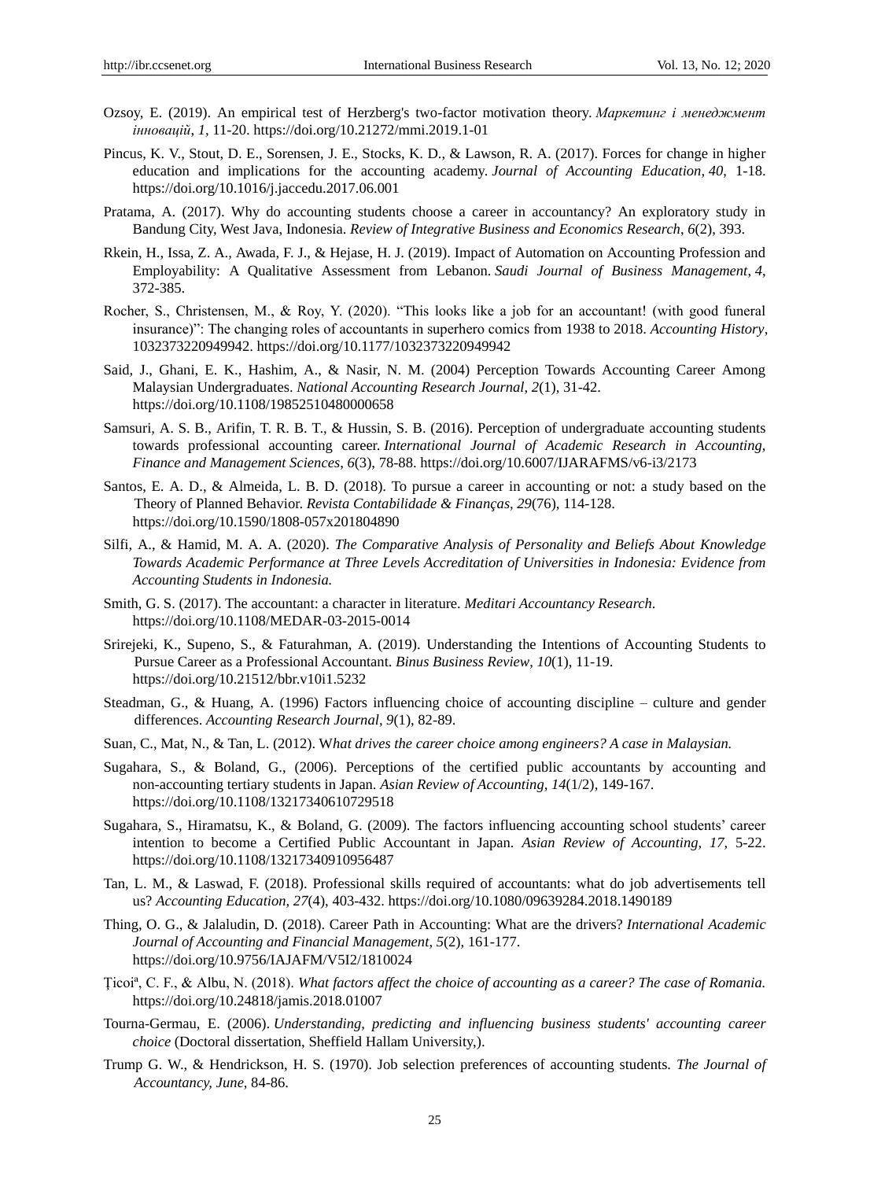Ozsoy, E. (2019). An empirical test of Herzberg's two-factor motivation theory. *Маркетинг і менеджмент інновацій*, *1*, 11-20. https://doi.org/10.21272/mmi.2019.1-01

Pincus, K. V., Stout, D. E., Sorensen, J. E., Stocks, K. D., & Lawson, R. A. (2017). Forces for change in higher education and implications for the accounting academy. *Journal of Accounting Education*, *40*, 1-18. https://doi.org/10.1016/j.jaccedu.2017.06.001

Pratama, A. (2017). Why do accounting students choose a career in accountancy? An exploratory study in Bandung City, West Java, Indonesia. *Review of Integrative Business and Economics Research*, *6*(2), 393.

Rkein, H., Issa, Z. A., Awada, F. J., & Hejase, H. J. (2019). Impact of Automation on Accounting Profession and Employability: A Qualitative Assessment from Lebanon. *Saudi Journal of Business Management*, *4*, 372-385.

Rocher, S., Christensen, M., & Roy, Y. (2020). "This looks like a job for an accountant! (with good funeral insurance)": The changing roles of accountants in superhero comics from 1938 to 2018. *Accounting History*, 1032373220949942. https://doi.org/10.1177/1032373220949942

Said, J., Ghani, E. K., Hashim, A., & Nasir, N. M. (2004) Perception Towards Accounting Career Among Malaysian Undergraduates. *National Accounting Research Journal*, *2*(1), 31-42. https://doi.org/10.1108/19852510480000658

Samsuri, A. S. B., Arifin, T. R. B. T., & Hussin, S. B. (2016). Perception of undergraduate accounting students towards professional accounting career. *International Journal of Academic Research in Accounting, Finance and Management Sciences*, *6*(3), 78-88. https://doi.org/10.6007/IJARAFMS/v6-i3/2173

Santos, E. A. D., & Almeida, L. B. D. (2018). To pursue a career in accounting or not: a study based on the Theory of Planned Behavior. *Revista Contabilidade & Finanças*, *29*(76), 114-128. https://doi.org/10.1590/1808-057x201804890

Silfi, A., & Hamid, M. A. A. (2020). *The Comparative Analysis of Personality and Beliefs About Knowledge Towards Academic Performance at Three Levels Accreditation of Universities in Indonesia: Evidence from Accounting Students in Indonesia.*

Smith, G. S. (2017). The accountant: a character in literature. *Meditari Accountancy Research*. https://doi.org/10.1108/MEDAR-03-2015-0014

Srirejeki, K., Supeno, S., & Faturahman, A. (2019). Understanding the Intentions of Accounting Students to Pursue Career as a Professional Accountant. *Binus Business Review*, *10*(1), 11-19. https://doi.org/10.21512/bbr.v10i1.5232

Steadman, G., & Huang, A. (1996) Factors influencing choice of accounting discipline – culture and gender differences. *Accounting Research Journal*, *9*(1), 82-89.

Suan, C., Mat, N., & Tan, L. (2012). W*hat drives the career choice among engineers? A case in Malaysian.*

Sugahara, S., & Boland, G., (2006). Perceptions of the certified public accountants by accounting and non-accounting tertiary students in Japan. *Asian Review of Accounting*, *14*(1/2), 149-167. https://doi.org/10.1108/13217340610729518

Sugahara, S., Hiramatsu, K., & Boland, G. (2009). The factors influencing accounting school students' career intention to become a Certified Public Accountant in Japan. *Asian Review of Accounting, 17,* 5-22. https://doi.org/10.1108/13217340910956487

Tan, L. M., & Laswad, F. (2018). Professional skills required of accountants: what do job advertisements tell us? *Accounting Education*, *27*(4), 403-432. https://doi.org/10.1080/09639284.2018.1490189

Thing, O. G., & Jalaludin, D. (2018). Career Path in Accounting: What are the drivers? *International Academic Journal of Accounting and Financial Management*, *5*(2), 161-177. https://doi.org/10.9756/IAJAFM/V5I2/1810024

Ţicoiª, C. F., & Albu, N. (2018). *What factors affect the choice of accounting as a career? The case of Romania.* https://doi.org/10.24818/jamis.2018.01007

Tourna-Germau, E. (2006). *Understanding, predicting and influencing business students' accounting career choice* (Doctoral dissertation, Sheffield Hallam University,).

Trump G. W., & Hendrickson, H. S. (1970). Job selection preferences of accounting students. *The Journal of Accountancy, June*, 84-86.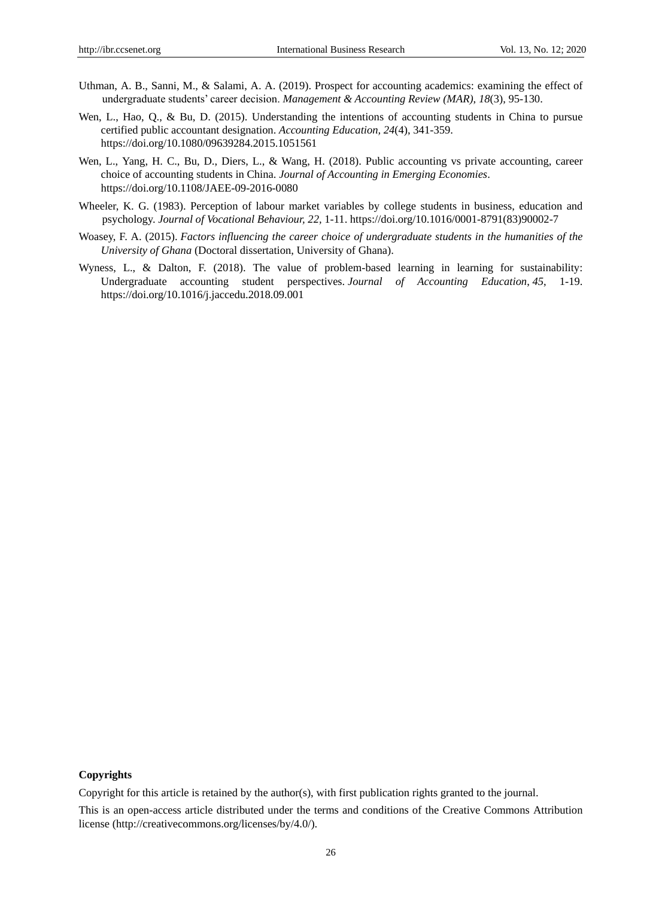Uthman, A. B., Sanni, M., & Salami, A. A. (2019). Prospect for accounting academics: examining the effect of undergraduate students' career decision. *Management & Accounting Review (MAR)*, *18*(3), 95-130.

Wen, L., Hao, Q., & Bu, D. (2015). Understanding the intentions of accounting students in China to pursue certified public accountant designation. *Accounting Education, 24*(4), 341-359. https://doi.org/10.1080/09639284.2015.1051561

Wen, L., Yang, H. C., Bu, D., Diers, L., & Wang, H. (2018). Public accounting vs private accounting, career choice of accounting students in China. *Journal of Accounting in Emerging Economies*. https://doi.org/10.1108/JAEE-09-2016-0080

Wheeler, K. G. (1983). Perception of labour market variables by college students in business, education and psychology. *Journal of Vocational Behaviour, 22,* 1-11. https://doi.org/10.1016/0001-8791(83)90002-7

Woasey, F. A. (2015). *Factors influencing the career choice of undergraduate students in the humanities of the University of Ghana* (Doctoral dissertation, University of Ghana).

Wyness, L., & Dalton, F. (2018). The value of problem-based learning in learning for sustainability: Undergraduate accounting student perspectives. *Journal of Accounting Education*, *45*, 1-19. https://doi.org/10.1016/j.jaccedu.2018.09.001

**Copyrights**

Copyright for this article is retained by the author(s), with first publication rights granted to the journal.

This is an open-access article distributed under the terms and conditions of the Creative Commons Attribution license (http://creativecommons.org/licenses/by/4.0/).